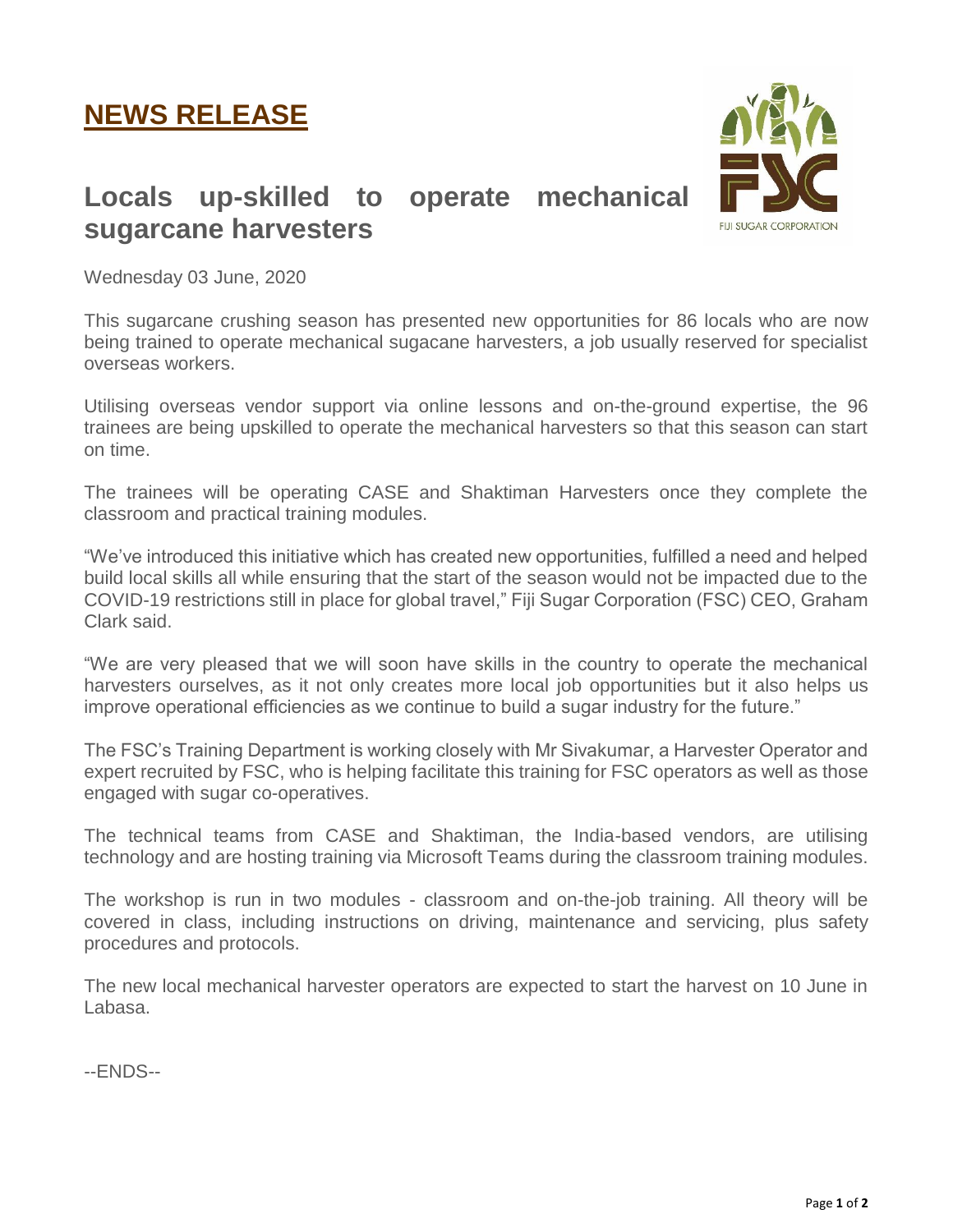# NEWS RELEASE

## Locals up-skilled to operate mechanical sugarcane harvesters

Wednesday 03 June, 2020

This sugarcane crushing season has presented new opportunities for 86 locals who are now being trained to operate mechanical sugacane harvesters, a job usually reserved for specialist overseas workers.

Utilising overseas vendor support via online lessons and on-the-ground expertise, the 96 trainees are being upskilled to operate the mechanical harvesters so that this season can start on time.

The trainees will be operating CASE and Shaktiman Harvesters once they complete the classroom and practical training modules.

"We've introduced this initiative which has created new opportunities, fulfilled a need and helped build local skills all while ensuring that the start of the season would not be impacted due to the COVID-19 restrictions still in place for global travel," Fiji Sugar Corporation (FSC) CEO, Graham Clark said.

"We are very pleased that we will soon have skills in the country to operate the mechanical harvesters ourselves, as it not only creates more local job opportunities but it also helps us improve operational efficiencies as we continue to build a sugar industry for the future."

The FSC's Training Department is working closely with Mr Sivakumar, a Harvester Operator and expert recruited by FSC, who is helping facilitate this training for FSC operators as well as those engaged with sugar co-operatives.

The technical teams from CASE and Shaktiman, the India-based vendors, are utilising technology and are hosting training via Microsoft Teams during the classroom training modules.

The workshop is run in two modules - classroom and on-the-job training. All theory will be covered in class, including instructions on driving, maintenance and servicing, plus safety procedures and protocols.

The new local mechanical harvester operators are expected to start the harvest on 10 June in Labasa.

--ENDS--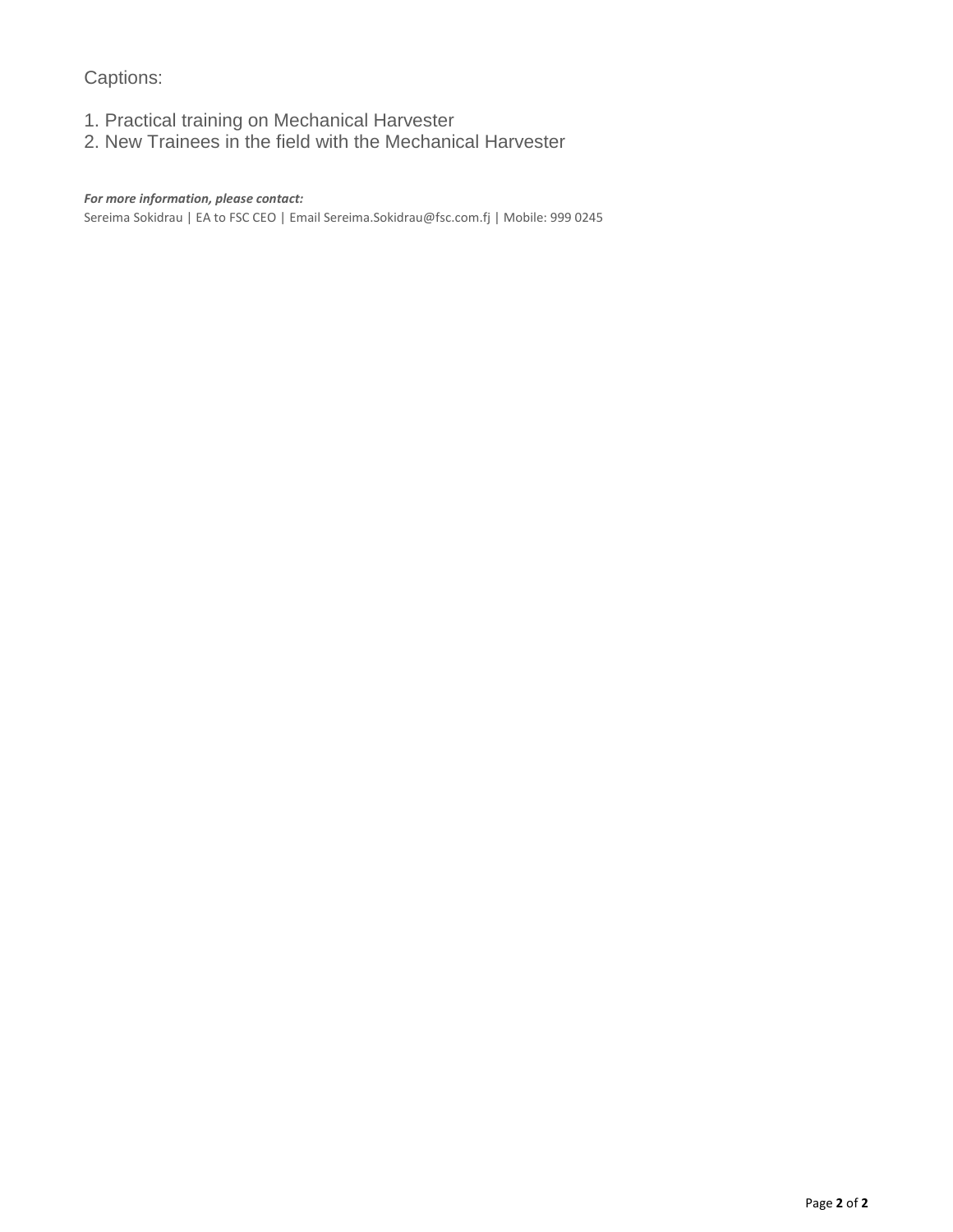Captions:

1. Practical training on Mechanical Harvester
2. New Trainees in the field with the Mechanical Harvester

***For more information, please contact:***
Sereima Sokidrau | EA to FSC CEO | Email Sereima.Sokidrau@fsc.com.fj | Mobile: 999 0245